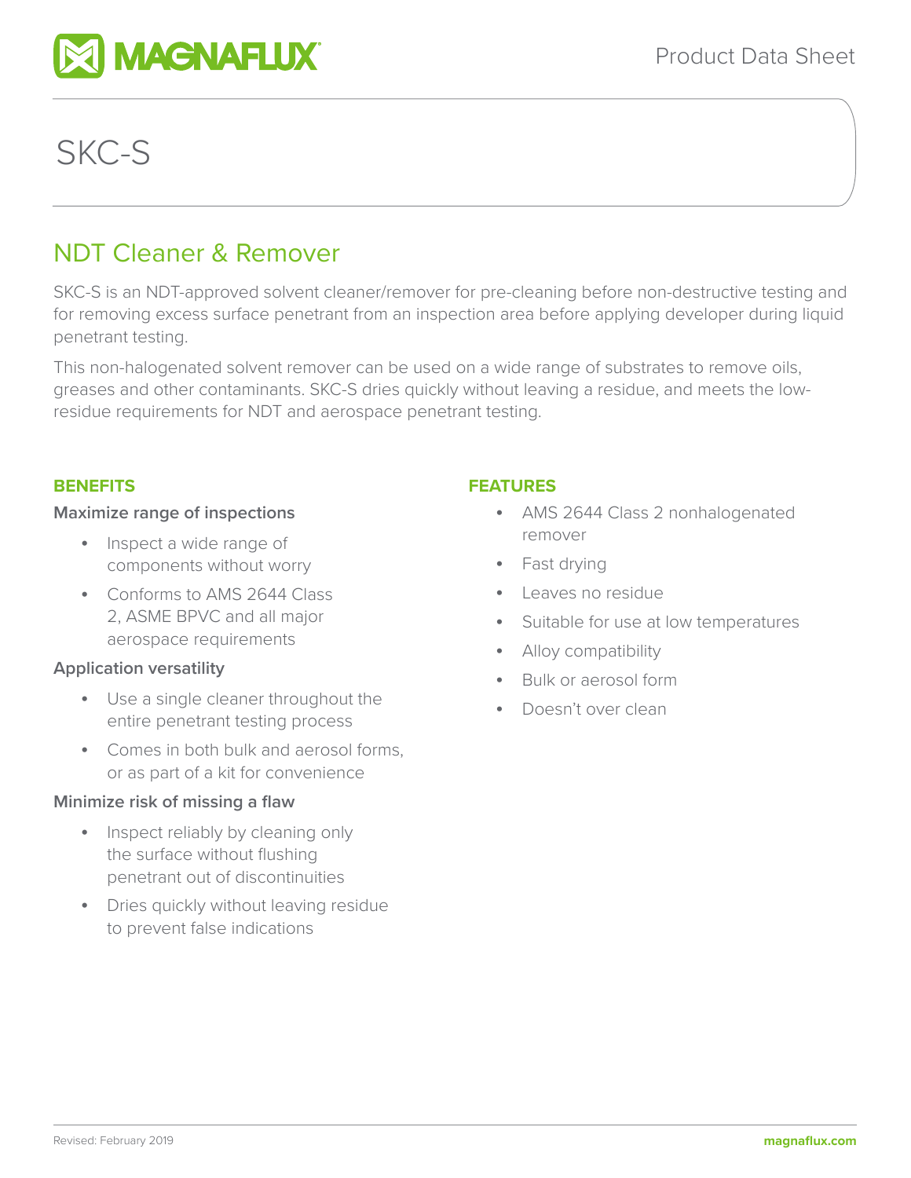# SKC-S

## NDT Cleaner & Remover

SKC-S is an NDT-approved solvent cleaner/remover for pre-cleaning before non-destructive testing and for removing excess surface penetrant from an inspection area before applying developer during liquid penetrant testing.

This non-halogenated solvent remover can be used on a wide range of substrates to remove oils, greases and other contaminants. SKC-S dries quickly without leaving a residue, and meets the low-residue requirements for NDT and aerospace penetrant testing.

### BENEFITS

**Maximize range of inspections**

- Inspect a wide range of components without worry
- Conforms to AMS 2644 Class 2, ASME BPVC and all major aerospace requirements

**Application versatility**

- Use a single cleaner throughout the entire penetrant testing process
- Comes in both bulk and aerosol forms, or as part of a kit for convenience

**Minimize risk of missing a flaw**

- Inspect reliably by cleaning only the surface without flushing penetrant out of discontinuities
- Dries quickly without leaving residue to prevent false indications

### FEATURES

- AMS 2644 Class 2 nonhalogenated remover
- Fast drying
- Leaves no residue
- Suitable for use at low temperatures
- Alloy compatibility
- Bulk or aerosol form
- Doesn't over clean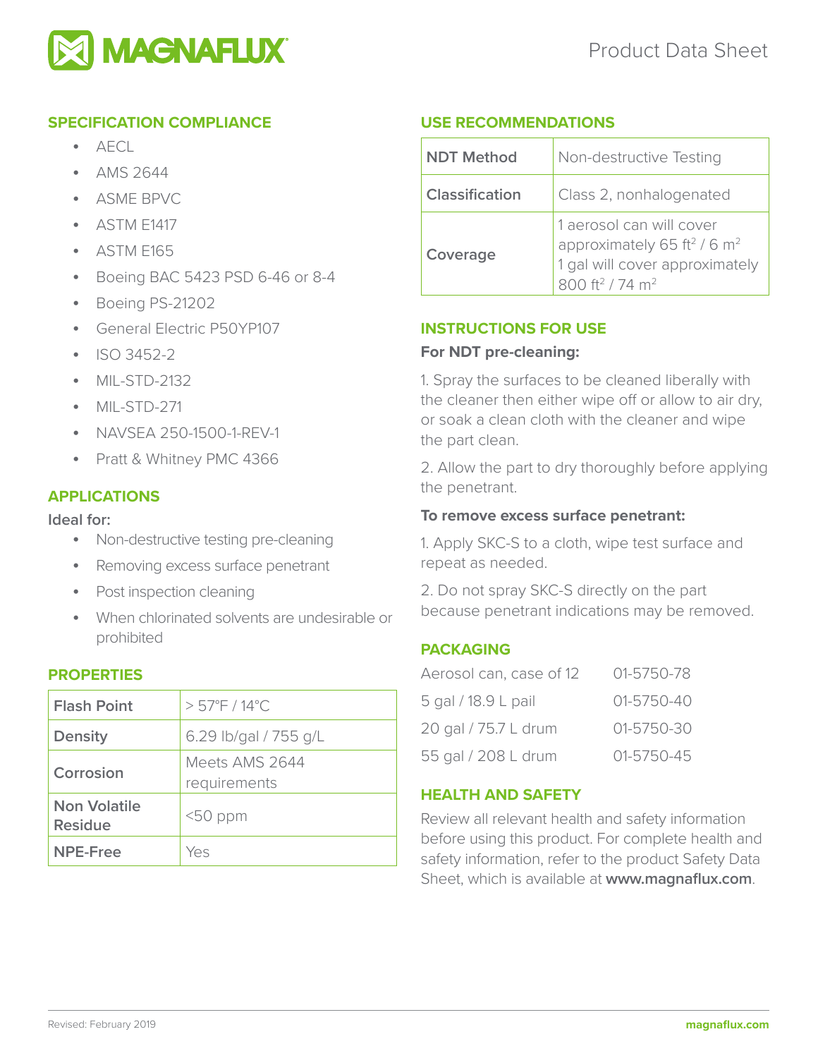## SPECIFICATION COMPLIANCE

- AECL
- AMS 2644
- ASME BPVC
- ASTM E1417
- ASTM E165
- Boeing BAC 5423 PSD 6-46 or 8-4
- Boeing PS-21202
- General Electric P50YP107
- ISO 3452-2
- MIL-STD-2132
- MIL-STD-271
- NAVSEA 250-1500-1-REV-1
- Pratt & Whitney PMC 4366

## APPLICATIONS

**Ideal for:**

- Non-destructive testing pre-cleaning
- Removing excess surface penetrant
- Post inspection cleaning
- When chlorinated solvents are undesirable or prohibited

## PROPERTIES

| | |
|---|---|
| **Flash Point** | > 57°F / 14°C |
| **Density** | 6.29 lb/gal / 755 g/L |
| **Corrosion** | Meets AMS 2644 requirements |
| **Non Volatile Residue** | <50 ppm |
| **NPE-Free** | Yes |

## USE RECOMMENDATIONS

| | |
|---|---|
| **NDT Method** | Non-destructive Testing |
| **Classification** | Class 2, nonhalogenated |
| **Coverage** | 1 aerosol can will cover approximately 65 ft$^2$ / 6 m$^2$ 1 gal will cover approximately 800 ft$^2$ / 74 m$^2$ |

## INSTRUCTIONS FOR USE

**For NDT pre-cleaning:**

1. Spray the surfaces to be cleaned liberally with the cleaner then either wipe off or allow to air dry, or soak a clean cloth with the cleaner and wipe the part clean.
2. Allow the part to dry thoroughly before applying the penetrant.

**To remove excess surface penetrant:**

1. Apply SKC-S to a cloth, wipe test surface and repeat as needed.
2. Do not spray SKC-S directly on the part because penetrant indications may be removed.

## PACKAGING

| | |
|---|---|
| Aerosol can, case of 12 | 01-5750-78 |
| 5 gal / 18.9 L pail | 01-5750-40 |
| 20 gal / 75.7 L drum | 01-5750-30 |
| 55 gal / 208 L drum | 01-5750-45 |

## HEALTH AND SAFETY

Review all relevant health and safety information before using this product. For complete health and safety information, refer to the product Safety Data Sheet, which is available at **www.magnaflux.com**.

Revised: February 2019